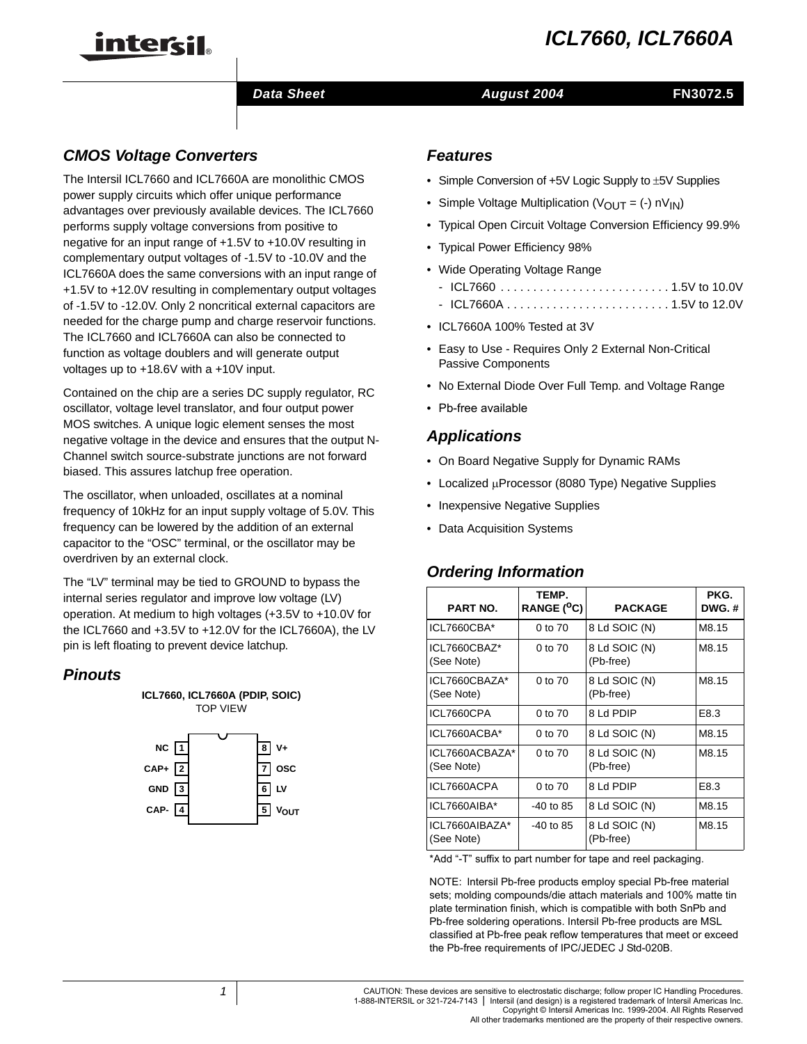# ICL7660, ICL7660A

Data Sheet | August 2004 | FN3072.5

## CMOS Voltage Converters

The Intersil ICL7660 and ICL7660A are monolithic CMOS power supply circuits which offer unique performance advantages over previously available devices. The ICL7660 performs supply voltage conversions from positive to negative for an input range of +1.5V to +10.0V resulting in complementary output voltages of -1.5V to -10.0V and the ICL7660A does the same conversions with an input range of +1.5V to +12.0V resulting in complementary output voltages of -1.5V to -12.0V. Only 2 noncritical external capacitors are needed for the charge pump and charge reservoir functions. The ICL7660 and ICL7660A can also be connected to function as voltage doublers and will generate output voltages up to +18.6V with a +10V input.

Contained on the chip are a series DC supply regulator, RC oscillator, voltage level translator, and four output power MOS switches. A unique logic element senses the most negative voltage in the device and ensures that the output N-Channel switch source-substrate junctions are not forward biased. This assures latchup free operation.

The oscillator, when unloaded, oscillates at a nominal frequency of 10kHz for an input supply voltage of 5.0V. This frequency can be lowered by the addition of an external capacitor to the "OSC" terminal, or the oscillator may be overdriven by an external clock.

The "LV" terminal may be tied to GROUND to bypass the internal series regulator and improve low voltage (LV) operation. At medium to high voltages (+3.5V to +10.0V for the ICL7660 and +3.5V to +12.0V for the ICL7660A), the LV pin is left floating to prevent device latchup.

## Pinouts

**ICL7660, ICL7660A (PDIP, SOIC)**
TOP VIEW

| Pin | Name | Pin | Name |
|---|---|---|---|
| 1 | NC | 8 | V+ |
| 2 | CAP+ | 7 | OSC |
| 3 | GND | 6 | LV |
| 4 | CAP- | 5 | $V_{OUT}$ |

## Features

- Simple Conversion of +5V Logic Supply to ±5V Supplies
- Simple Voltage Multiplication ($V_{OUT}$ = (-) $nV_{IN}$)
- Typical Open Circuit Voltage Conversion Efficiency 99.9%
- Typical Power Efficiency 98%
- Wide Operating Voltage Range
  - ICL7660 . . . . . . . . . . . . . . . . . . . . . . . . . . 1.5V to 10.0V
  - ICL7660A . . . . . . . . . . . . . . . . . . . . . . . . . 1.5V to 12.0V
- ICL7660A 100% Tested at 3V
- Easy to Use - Requires Only 2 External Non-Critical Passive Components
- No External Diode Over Full Temp. and Voltage Range
- Pb-free available

## Applications

- On Board Negative Supply for Dynamic RAMs
- Localized μProcessor (8080 Type) Negative Supplies
- Inexpensive Negative Supplies
- Data Acquisition Systems

## Ordering Information

| PART NO. | TEMP. RANGE (°C) | PACKAGE | PKG. DWG. # |
|---|---|---|---|
| ICL7660CBA* | 0 to 70 | 8 Ld SOIC (N) | M8.15 |
| ICL7660CBAZ* (See Note) | 0 to 70 | 8 Ld SOIC (N) (Pb-free) | M8.15 |
| ICL7660CBAZA* (See Note) | 0 to 70 | 8 Ld SOIC (N) (Pb-free) | M8.15 |
| ICL7660CPA | 0 to 70 | 8 Ld PDIP | E8.3 |
| ICL7660ACBA* | 0 to 70 | 8 Ld SOIC (N) | M8.15 |
| ICL7660ACBAZA* (See Note) | 0 to 70 | 8 Ld SOIC (N) (Pb-free) | M8.15 |
| ICL7660ACPA | 0 to 70 | 8 Ld PDIP | E8.3 |
| ICL7660AIBA* | -40 to 85 | 8 Ld SOIC (N) | M8.15 |
| ICL7660AIBAZA* (See Note) | -40 to 85 | 8 Ld SOIC (N) (Pb-free) | M8.15 |

*Add "-T" suffix to part number for tape and reel packaging.

NOTE: Intersil Pb-free products employ special Pb-free material sets; molding compounds/die attach materials and 100% matte tin plate termination finish, which is compatible with both SnPb and Pb-free soldering operations. Intersil Pb-free products are MSL classified at Pb-free peak reflow temperatures that meet or exceed the Pb-free requirements of IPC/JEDEC J Std-020B.

CAUTION: These devices are sensitive to electrostatic discharge; follow proper IC Handling Procedures.
1-888-INTERSIL or 321-724-7143 | Intersil (and design) is a registered trademark of Intersil Americas Inc.
Copyright © Intersil Americas Inc. 1999-2004. All Rights Reserved
All other trademarks mentioned are the property of their respective owners.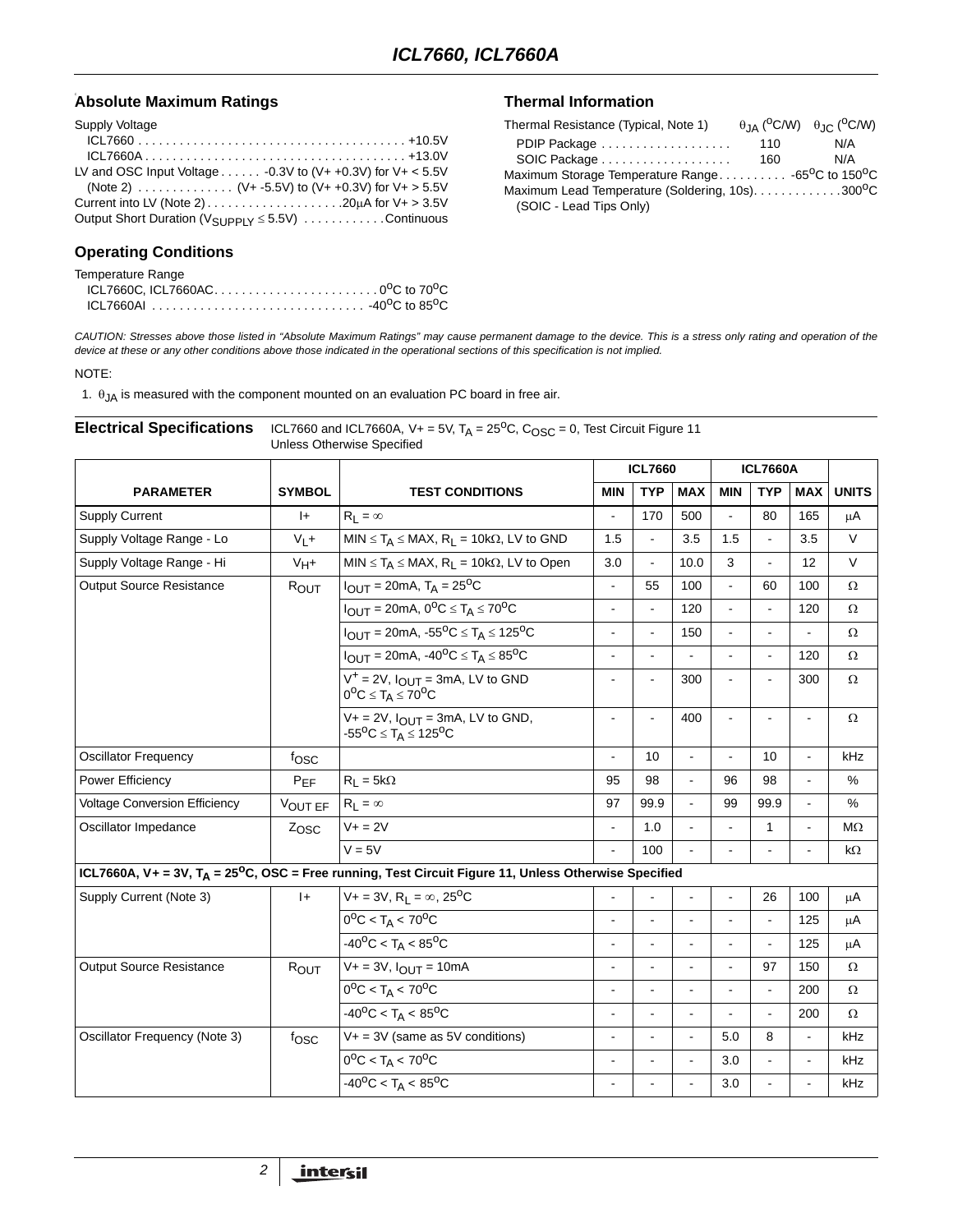## Absolute Maximum Ratings

Supply Voltage

ICL7660 . . . . . . . . . . . . . . . . . . . . . . . . . . . . . . . . . . . . . . . +10.5V

ICL7660A . . . . . . . . . . . . . . . . . . . . . . . . . . . . . . . . . . . . . . +13.0V

LV and OSC Input Voltage . . . . . . -0.3V to (V+ +0.3V) for V+ < 5.5V

(Note 2) . . . . . . . . . . . . . . (V+ -5.5V) to (V+ +0.3V) for V+ > 5.5V

Current into LV (Note 2) . . . . . . . . . . . . . . . . . . . . 20μA for V+ > 3.5V

Output Short Duration ($V_{SUPPLY}$ ≤ 5.5V) . . . . . . . . . . . Continuous

## Operating Conditions

Temperature Range

ICL7660C, ICL7660AC. . . . . . . . . . . . . . . . . . . . . . . . $0^oC$ to $70^oC$

ICL7660AI . . . . . . . . . . . . . . . . . . . . . . . . . . . . . . . $-40^oC$ to $85^oC$

## Thermal Information

| Thermal Resistance (Typical, Note 1) | $\theta_{JA}$ ($^oC$/W) | $\theta_{JC}$ ($^oC$/W) |
|---|---|---|
| PDIP Package . . . . . . . . . . . . . . . . . . . | 110 | N/A |
| SOIC Package . . . . . . . . . . . . . . . . . . . | 160 | N/A |

Maximum Storage Temperature Range . . . . . . . . . . $-65^oC$ to $150^oC$

Maximum Lead Temperature (Soldering, 10s). . . . . . . . . . . . $300^oC$

(SOIC - Lead Tips Only)

*CAUTION: Stresses above those listed in "Absolute Maximum Ratings" may cause permanent damage to the device. This is a stress only rating and operation of the device at these or any other conditions above those indicated in the operational sections of this specification is not implied.*

NOTE:

1. $\theta_{JA}$ is measured with the component mounted on an evaluation PC board in free air.

## Electrical Specifications

ICL7660 and ICL7660A, V+ = 5V, $T_A$ = $25^oC$, $C_{OSC}$ = 0, Test Circuit Figure 11 Unless Otherwise Specified

| PARAMETER | SYMBOL | TEST CONDITIONS | ICL7660 MIN | ICL7660 TYP | ICL7660 MAX | ICL7660A MIN | ICL7660A TYP | ICL7660A MAX | UNITS |
|---|---|---|---|---|---|---|---|---|---|
| Supply Current | I+ | $R_L = \infty$ | - | 170 | 500 | - | 80 | 165 | μA |
| Supply Voltage Range - Lo | $V_L$+ | MIN ≤ $T_A$ ≤ MAX, $R_L$ = 10kΩ, LV to GND | 1.5 | - | 3.5 | 1.5 | - | 3.5 | V |
| Supply Voltage Range - Hi | $V_H$+ | MIN ≤ $T_A$ ≤ MAX, $R_L$ = 10kΩ, LV to Open | 3.0 | - | 10.0 | 3 | - | 12 | V |
| Output Source Resistance | $R_{OUT}$ | $I_{OUT}$ = 20mA, $T_A$ = $25^oC$ | - | 55 | 100 | - | 60 | 100 | Ω |
| | | $I_{OUT}$ = 20mA, $0^oC \le T_A \le 70^oC$ | - | - | 120 | - | - | 120 | Ω |
| | | $I_{OUT}$ = 20mA, $-55^oC \le T_A \le 125^oC$ | - | - | 150 | - | - | - | Ω |
| | | $I_{OUT}$ = 20mA, $-40^oC \le T_A \le 85^oC$ | - | - | - | - | - | 120 | Ω |
| | | $V^+$ = 2V, $I_{OUT}$ = 3mA, LV to GND $0^oC \le T_A \le 70^oC$ | - | - | 300 | - | - | 300 | Ω |
| | | V+ = 2V, $I_{OUT}$ = 3mA, LV to GND, $-55^oC \le T_A \le 125^oC$ | - | - | 400 | - | - | - | Ω |
| Oscillator Frequency | $f_{OSC}$ | | - | 10 | - | - | 10 | - | kHz |
| Power Efficiency | $P_{EF}$ | $R_L$ = 5kΩ | 95 | 98 | - | 96 | 98 | - | % |
| Voltage Conversion Efficiency | $V_{OUT\ EF}$ | $R_L = \infty$ | 97 | 99.9 | - | 99 | 99.9 | - | % |
| Oscillator Impedance | $Z_{OSC}$ | V+ = 2V | - | 1.0 | - | - | 1 | - | MΩ |
| | | V = 5V | - | 100 | - | - | - | - | kΩ |
| **ICL7660A, V+ = 3V, $T_A$ = $25^oC$, OSC = Free running, Test Circuit Figure 11, Unless Otherwise Specified** | | | | | | | | | |
| Supply Current (Note 3) | I+ | V+ = 3V, $R_L = \infty$, $25^oC$ | - | - | - | - | 26 | 100 | μA |
| | | $0^oC < T_A < 70^oC$ | - | - | - | - | - | 125 | μA |
| | | $-40^oC < T_A < 85^oC$ | - | - | - | - | - | 125 | μA |
| Output Source Resistance | $R_{OUT}$ | V+ = 3V, $I_{OUT}$ = 10mA | - | - | - | - | 97 | 150 | Ω |
| | | $0^oC < T_A < 70^oC$ | - | - | - | - | - | 200 | Ω |
| | | $-40^oC < T_A < 85^oC$ | - | - | - | - | - | 200 | Ω |
| Oscillator Frequency (Note 3) | $f_{OSC}$ | V+ = 3V (same as 5V conditions) | - | - | - | 5.0 | 8 | - | kHz |
| | | $0^oC < T_A < 70^oC$ | - | - | - | 3.0 | - | - | kHz |
| | | $-40^oC < T_A < 85^oC$ | - | - | - | 3.0 | - | - | kHz |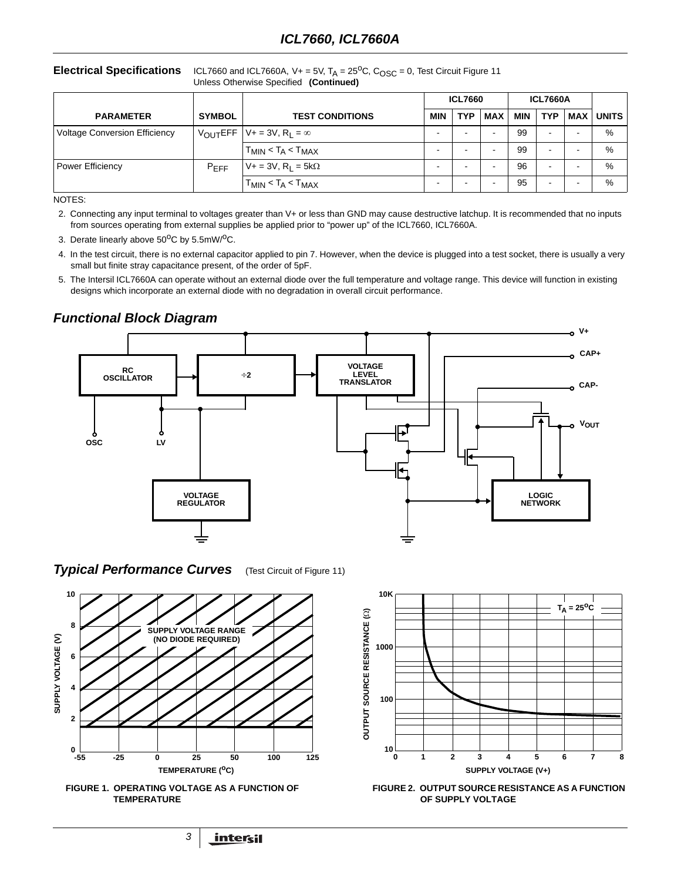**Electrical Specifications** ICL7660 and ICL7660A, V+ = 5V, $T_A = 25^oC$, $C_{OSC} = 0$, Test Circuit Figure 11 Unless Otherwise Specified **(Continued)**

| PARAMETER | SYMBOL | TEST CONDITIONS | ICL7660 | | | ICL7660A | | | UNITS |
|---|---|---|---|---|---|---|---|---|---|
| | | | MIN | TYP | MAX | MIN | TYP | MAX | |
| Voltage Conversion Efficiency | $V_{OUT}EFF$ | V+ = 3V, $R_L = \infty$ | - | - | - | 99 | - | - | % |
| | | $T_{MIN} < T_A < T_{MAX}$ | - | - | - | 99 | - | - | % |
| Power Efficiency | $P_{EFF}$ | V+ = 3V, $R_L = 5k\Omega$ | - | - | - | 96 | - | - | % |
| | | $T_{MIN} < T_A < T_{MAX}$ | - | - | - | 95 | - | - | % |

NOTES:

2. Connecting any input terminal to voltages greater than V+ or less than GND may cause destructive latchup. It is recommended that no inputs from sources operating from external supplies be applied prior to "power up" of the ICL7660, ICL7660A.
3. Derate linearly above $50^oC$ by $5.5mW/^oC$.
4. In the test circuit, there is no external capacitor applied to pin 7. However, when the device is plugged into a test socket, there is usually a very small but finite stray capacitance present, of the order of 5pF.
5. The Intersil ICL7660A can operate without an external diode over the full temperature and voltage range. This device will function in existing designs which incorporate an external diode with no degradation in overall circuit performance.

## *Functional Block Diagram*

## *Typical Performance Curves* (Test Circuit of Figure 11)

FIGURE 1. OPERATING VOLTAGE AS A FUNCTION OF TEMPERATURE

FIGURE 2. OUTPUT SOURCE RESISTANCE AS A FUNCTION OF SUPPLY VOLTAGE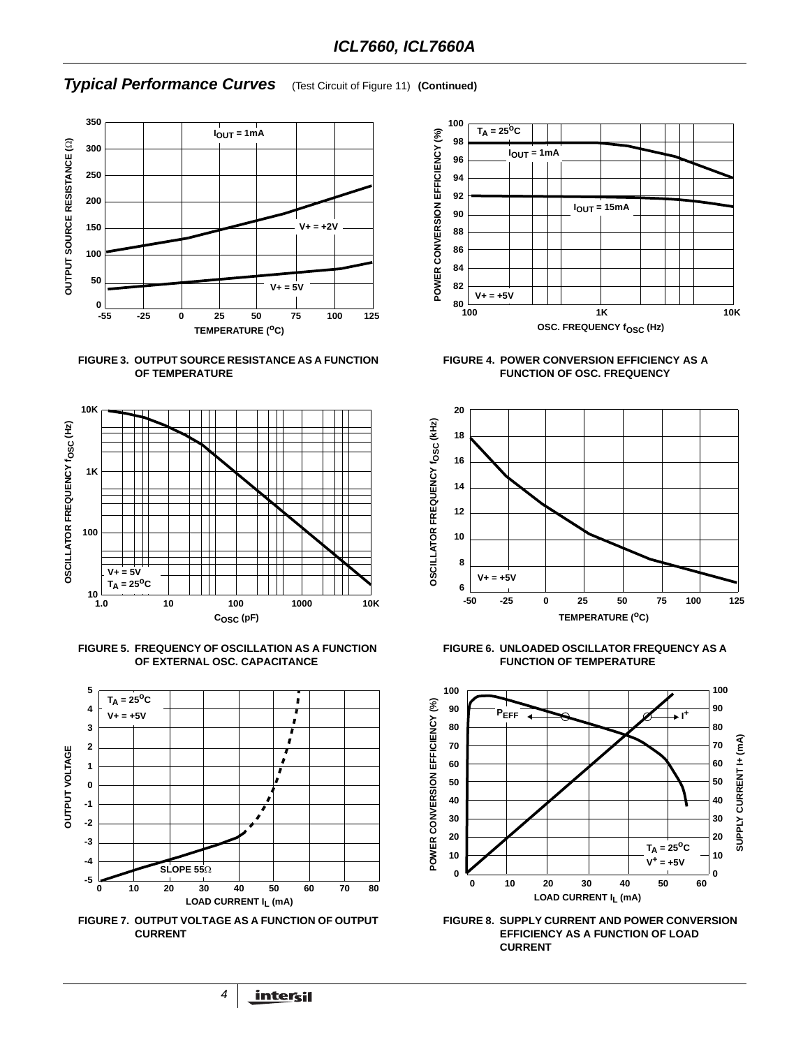## *Typical Performance Curves* (Test Circuit of Figure 11) **(Continued)**

**FIGURE 3. OUTPUT SOURCE RESISTANCE AS A FUNCTION OF TEMPERATURE**

**FIGURE 4. POWER CONVERSION EFFICIENCY AS A FUNCTION OF OSC. FREQUENCY**

**FIGURE 5. FREQUENCY OF OSCILLATION AS A FUNCTION OF EXTERNAL OSC. CAPACITANCE**

**FIGURE 6. UNLOADED OSCILLATOR FREQUENCY AS A FUNCTION OF TEMPERATURE**

**FIGURE 7. OUTPUT VOLTAGE AS A FUNCTION OF OUTPUT CURRENT**

**FIGURE 8. SUPPLY CURRENT AND POWER CONVERSION EFFICIENCY AS A FUNCTION OF LOAD CURRENT**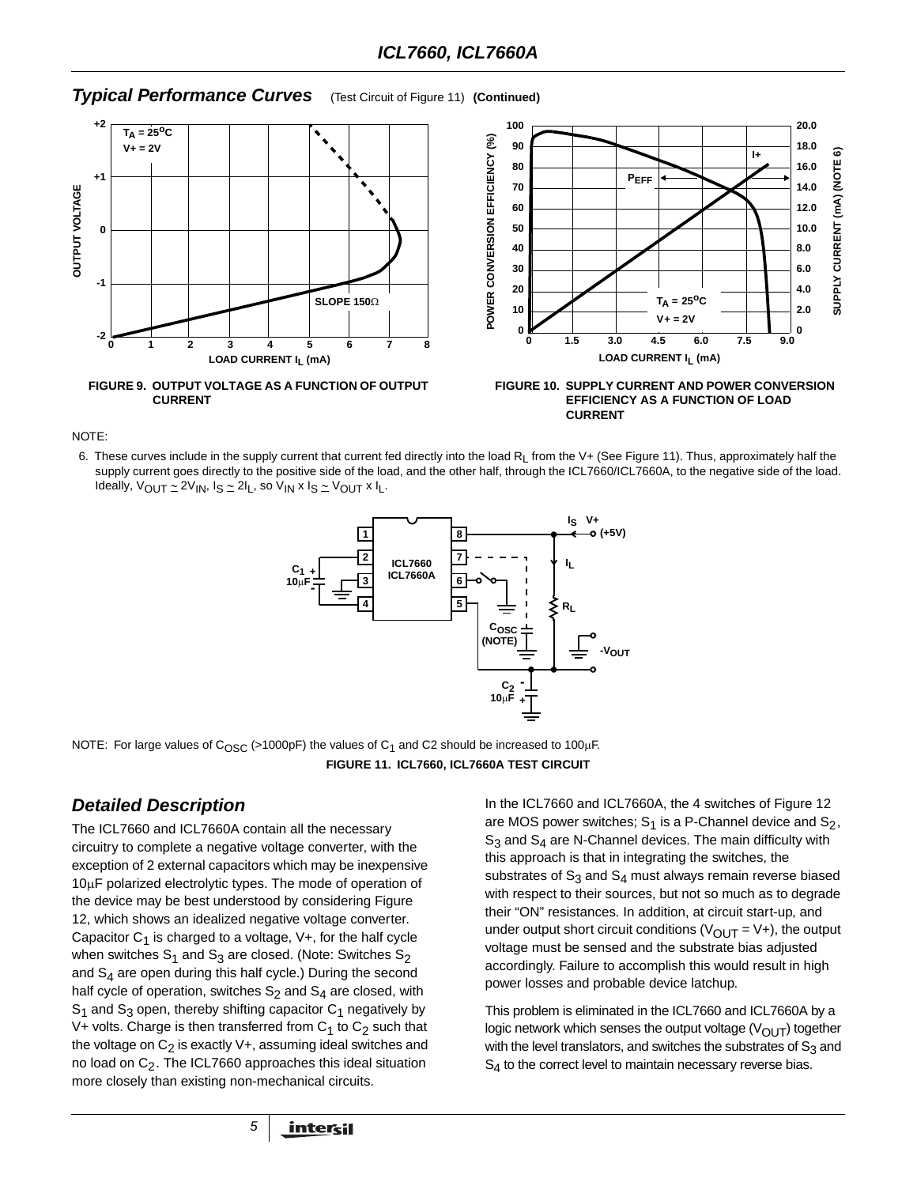## Typical Performance Curves (Test Circuit of Figure 11) **(Continued)**

FIGURE 9. OUTPUT VOLTAGE AS A FUNCTION OF OUTPUT CURRENT

FIGURE 10. SUPPLY CURRENT AND POWER CONVERSION EFFICIENCY AS A FUNCTION OF LOAD CURRENT

NOTE:

6. These curves include in the supply current that current fed directly into the load $R_L$ from the V+ (See Figure 11). Thus, approximately half the supply current goes directly to the positive side of the load, and the other half, through the ICL7660/ICL7660A, to the negative side of the load. Ideally, $V_{OUT} \simeq 2V_{IN}$, $I_S \simeq 2I_L$, so $V_{IN} \times I_S \simeq V_{OUT} \times I_L$.

NOTE: For large values of $C_{OSC}$ (>1000pF) the values of $C_1$ and C2 should be increased to 100µF.

**FIGURE 11. ICL7660, ICL7660A TEST CIRCUIT**

## Detailed Description

The ICL7660 and ICL7660A contain all the necessary circuitry to complete a negative voltage converter, with the exception of 2 external capacitors which may be inexpensive 10µF polarized electrolytic types. The mode of operation of the device may be best understood by considering Figure 12, which shows an idealized negative voltage converter. Capacitor $C_1$ is charged to a voltage, V+, for the half cycle when switches $S_1$ and $S_3$ are closed. (Note: Switches $S_2$ and $S_4$ are open during this half cycle.) During the second half cycle of operation, switches $S_2$ and $S_4$ are closed, with $S_1$ and $S_3$ open, thereby shifting capacitor $C_1$ negatively by V+ volts. Charge is then transferred from $C_1$ to $C_2$ such that the voltage on $C_2$ is exactly V+, assuming ideal switches and no load on $C_2$. The ICL7660 approaches this ideal situation more closely than existing non-mechanical circuits.

In the ICL7660 and ICL7660A, the 4 switches of Figure 12 are MOS power switches; $S_1$ is a P-Channel device and $S_2$, $S_3$ and $S_4$ are N-Channel devices. The main difficulty with this approach is that in integrating the switches, the substrates of $S_3$ and $S_4$ must always remain reverse biased with respect to their sources, but not so much as to degrade their "ON" resistances. In addition, at circuit start-up, and under output short circuit conditions ($V_{OUT}$ = V+), the output voltage must be sensed and the substrate bias adjusted accordingly. Failure to accomplish this would result in high power losses and probable device latchup.

This problem is eliminated in the ICL7660 and ICL7660A by a logic network which senses the output voltage ($V_{OUT}$) together with the level translators, and switches the substrates of $S_3$ and $S_4$ to the correct level to maintain necessary reverse bias.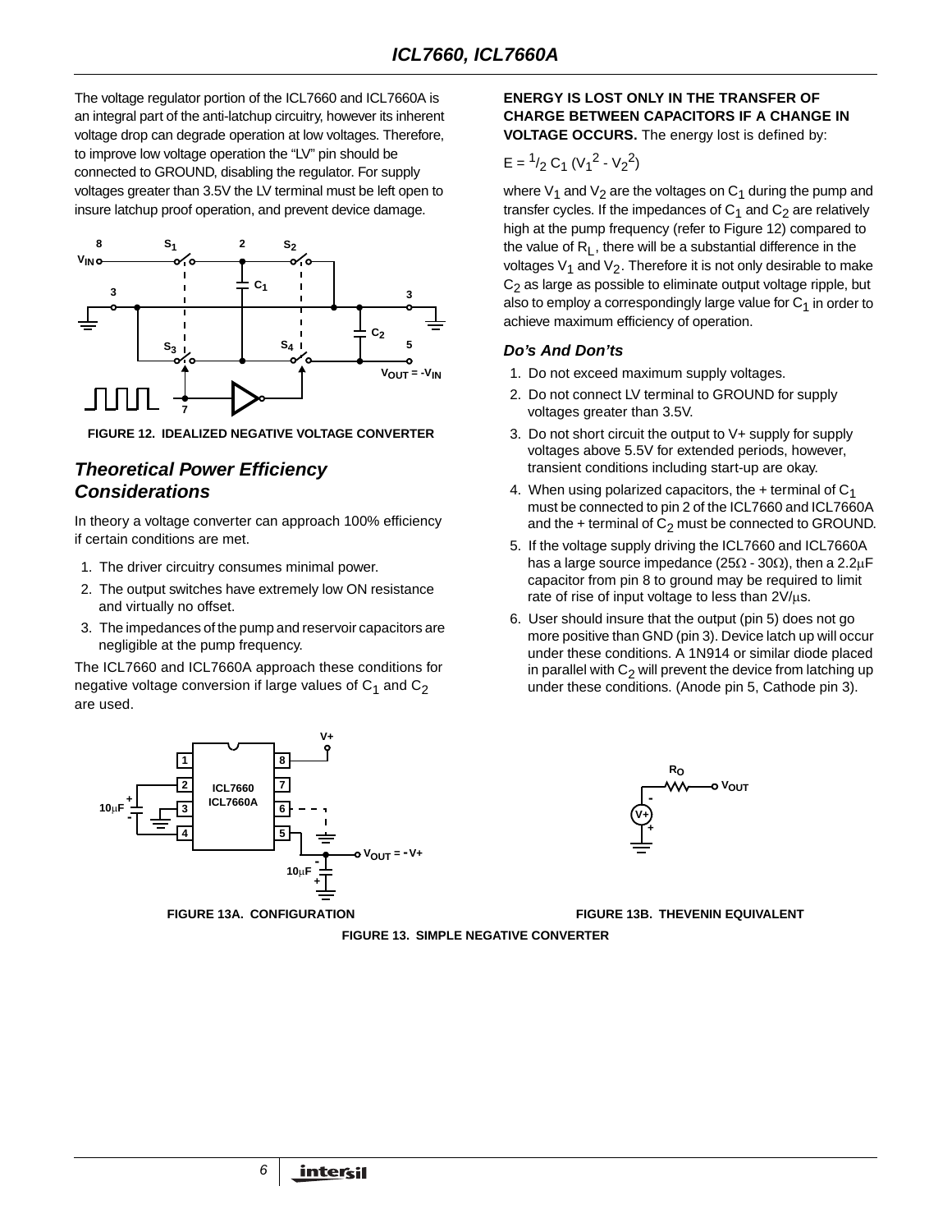The voltage regulator portion of the ICL7660 and ICL7660A is an integral part of the anti-latchup circuitry, however its inherent voltage drop can degrade operation at low voltages. Therefore, to improve low voltage operation the “LV” pin should be connected to GROUND, disabling the regulator. For supply voltages greater than 3.5V the LV terminal must be left open to insure latchup proof operation, and prevent device damage.

FIGURE 12. IDEALIZED NEGATIVE VOLTAGE CONVERTER

## *Theoretical Power Efficiency Considerations*

In theory a voltage converter can approach 100% efficiency if certain conditions are met.

1. The driver circuitry consumes minimal power.
2. The output switches have extremely low ON resistance and virtually no offset.
3. The impedances of the pump and reservoir capacitors are negligible at the pump frequency.

The ICL7660 and ICL7660A approach these conditions for negative voltage conversion if large values of $C_1$ and $C_2$ are used.

**ENERGY IS LOST ONLY IN THE TRANSFER OF CHARGE BETWEEN CAPACITORS IF A CHANGE IN VOLTAGE OCCURS.** The energy lost is defined by:

$$E = {}^1/_2\, C_1\, (V_1{}^2 - V_2{}^2)$$

where $V_1$ and $V_2$ are the voltages on $C_1$ during the pump and transfer cycles. If the impedances of $C_1$ and $C_2$ are relatively high at the pump frequency (refer to Figure 12) compared to the value of $R_L$, there will be a substantial difference in the voltages $V_1$ and $V_2$. Therefore it is not only desirable to make $C_2$ as large as possible to eliminate output voltage ripple, but also to employ a correspondingly large value for $C_1$ in order to achieve maximum efficiency of operation.

### *Do’s And Don’ts*

1. Do not exceed maximum supply voltages.
2. Do not connect LV terminal to GROUND for supply voltages greater than 3.5V.
3. Do not short circuit the output to V+ supply for supply voltages above 5.5V for extended periods, however, transient conditions including start-up are okay.
4. When using polarized capacitors, the + terminal of $C_1$ must be connected to pin 2 of the ICL7660 and ICL7660A and the + terminal of $C_2$ must be connected to GROUND.
5. If the voltage supply driving the ICL7660 and ICL7660A has a large source impedance (25Ω - 30Ω), then a 2.2μF capacitor from pin 8 to ground may be required to limit rate of rise of input voltage to less than 2V/μs.
6. User should insure that the output (pin 5) does not go more positive than GND (pin 3). Device latch up will occur under these conditions. A 1N914 or similar diode placed in parallel with $C_2$ will prevent the device from latching up under these conditions. (Anode pin 5, Cathode pin 3).

FIGURE 13A. CONFIGURATION

FIGURE 13B. THEVENIN EQUIVALENT

FIGURE 13. SIMPLE NEGATIVE CONVERTER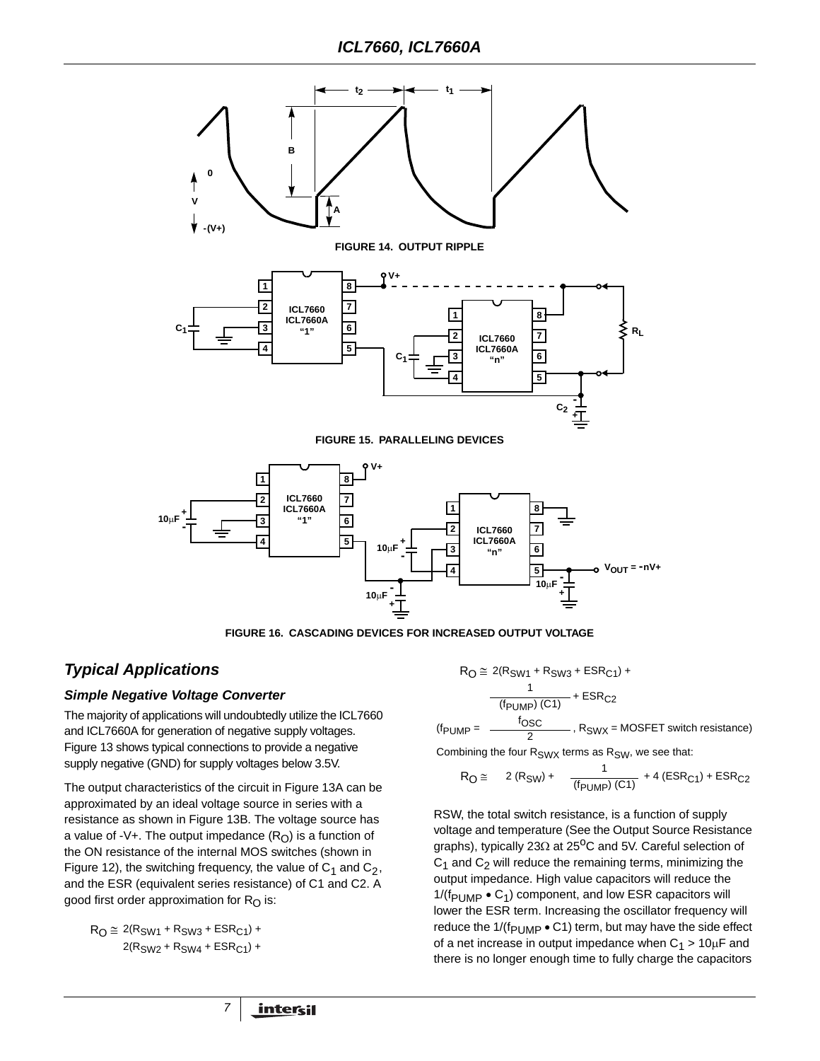FIGURE 14. OUTPUT RIPPLE

FIGURE 15. PARALLELING DEVICES

FIGURE 16. CASCADING DEVICES FOR INCREASED OUTPUT VOLTAGE

## *Typical Applications*

### *Simple Negative Voltage Converter*

The majority of applications will undoubtedly utilize the ICL7660 and ICL7660A for generation of negative supply voltages. Figure 13 shows typical connections to provide a negative supply negative (GND) for supply voltages below 3.5V.

The output characteristics of the circuit in Figure 13A can be approximated by an ideal voltage source in series with a resistance as shown in Figure 13B. The voltage source has a value of -V+. The output impedance ($R_O$) is a function of the ON resistance of the internal MOS switches (shown in Figure 12), the switching frequency, the value of $C_1$ and $C_2$, and the ESR (equivalent series resistance) of C1 and C2. A good first order approximation for $R_O$ is:

$$R_O \cong 2(R_{SW1} + R_{SW3} + ESR_{C1}) + 2(R_{SW2} + R_{SW4} + ESR_{C1}) + 2(R_{SW1} + R_{SW3} + ESR_{C1}) + \frac{1}{(f_{PUMP})(C1)} + ESR_{C2}$$

$$\left(f_{PUMP} = \frac{f_{OSC}}{2}\right., R_{SWX} = \text{MOSFET switch resistance)}$$

Combining the four $R_{SWX}$ terms as $R_{SW}$, we see that:

$$R_O \cong 2(R_{SW}) + \frac{1}{(f_{PUMP})(C1)} + 4(ESR_{C1}) + ESR_{C2}$$

RSW, the total switch resistance, is a function of supply voltage and temperature (See the Output Source Resistance graphs), typically 23Ω at 25°C and 5V. Careful selection of $C_1$ and $C_2$ will reduce the remaining terms, minimizing the output impedance. High value capacitors will reduce the $1/(f_{PUMP} \bullet C_1)$ component, and low ESR capacitors will lower the ESR term. Increasing the oscillator frequency will reduce the $1/(f_{PUMP} \bullet C1)$ term, but may have the side effect of a net increase in output impedance when $C_1$ > 10μF and there is no longer enough time to fully charge the capacitors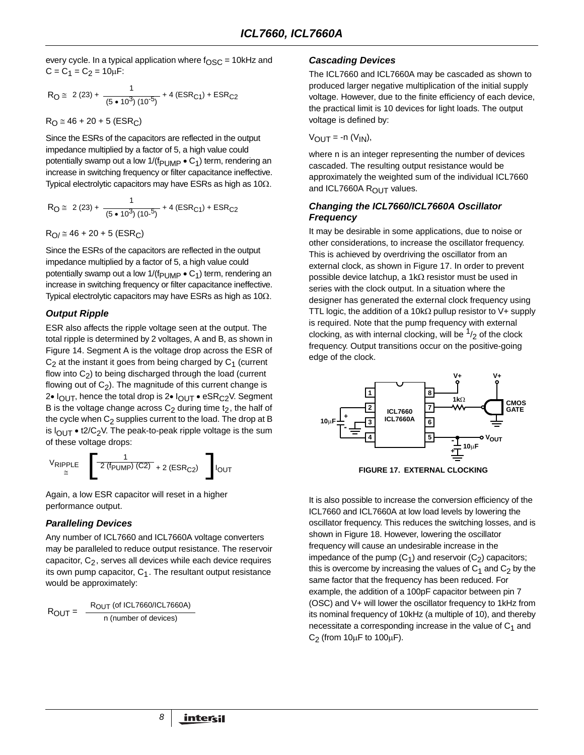every cycle. In a typical application where $f_{OSC}$ = 10kHz and $C = C_1 = C_2 = 10\mu F$:

$$R_O \cong 2(23) + \frac{1}{(5 \bullet 10^3)(10^{-5})} + 4(ESR_{C1}) + ESR_{C2}$$

$$R_O \cong 46 + 20 + 5(ESR_C)$$

Since the ESRs of the capacitors are reflected in the output impedance multiplied by a factor of 5, a high value could potentially swamp out a low $1/(f_{PUMP} \bullet C_1)$ term, rendering an increase in switching frequency or filter capacitance ineffective. Typical electrolytic capacitors may have ESRs as high as 10Ω.

$$R_O \cong 2(23) + \frac{1}{(5 \bullet 10^3)(10^{-5})} + 4(ESR_{C1}) + ESR_{C2}$$

$$R_{O/} \cong 46 + 20 + 5(ESR_C)$$

Since the ESRs of the capacitors are reflected in the output impedance multiplied by a factor of 5, a high value could potentially swamp out a low $1/(f_{PUMP} \bullet C_1)$ term, rendering an increase in switching frequency or filter capacitance ineffective. Typical electrolytic capacitors may have ESRs as high as 10Ω.

### *Output Ripple*

ESR also affects the ripple voltage seen at the output. The total ripple is determined by 2 voltages, A and B, as shown in Figure 14. Segment A is the voltage drop across the ESR of $C_2$ at the instant it goes from being charged by $C_1$ (current flow into $C_2$) to being discharged through the load (current flowing out of $C_2$). The magnitude of this current change is $2 \bullet I_{OUT}$, hence the total drop is $2 \bullet I_{OUT} \bullet eSR_{C2}V$. Segment B is the voltage change across $C_2$ during time $t_2$, the half of the cycle when $C_2$ supplies current to the load. The drop at B is $I_{OUT} \bullet t2/C_2V$. The peak-to-peak ripple voltage is the sum of these voltage drops:

$$V_{RIPPLE} \cong \left[\frac{1}{2(f_{PUMP})(C2)} + 2(ESR_{C2})\right] I_{OUT}$$

Again, a low ESR capacitor will reset in a higher performance output.

### *Paralleling Devices*

Any number of ICL7660 and ICL7660A voltage converters may be paralleled to reduce output resistance. The reservoir capacitor, $C_2$, serves all devices while each device requires its own pump capacitor, $C_1$. The resultant output resistance would be approximately:

$$R_{OUT} = \frac{R_{OUT}\text{ (of ICL7660/ICL7660A)}}{n\text{ (number of devices)}}$$

### *Cascading Devices*

The ICL7660 and ICL7660A may be cascaded as shown to produced larger negative multiplication of the initial supply voltage. However, due to the finite efficiency of each device, the practical limit is 10 devices for light loads. The output voltage is defined by:

$V_{OUT} = -n(V_{IN})$,

where n is an integer representing the number of devices cascaded. The resulting output resistance would be approximately the weighted sum of the individual ICL7660 and ICL7660A $R_{OUT}$ values.

### *Changing the ICL7660/ICL7660A Oscillator Frequency*

It may be desirable in some applications, due to noise or other considerations, to increase the oscillator frequency. This is achieved by overdriving the oscillator from an external clock, as shown in Figure 17. In order to prevent possible device latchup, a 1kΩ resistor must be used in series with the clock output. In a situation where the designer has generated the external clock frequency using TTL logic, the addition of a 10kΩ pullup resistor to V+ supply is required. Note that the pump frequency with external clocking, as with internal clocking, will be 1/2 of the clock frequency. Output transitions occur on the positive-going edge of the clock.

FIGURE 17. EXTERNAL CLOCKING

It is also possible to increase the conversion efficiency of the ICL7660 and ICL7660A at low load levels by lowering the oscillator frequency. This reduces the switching losses, and is shown in Figure 18. However, lowering the oscillator frequency will cause an undesirable increase in the impedance of the pump ($C_1$) and reservoir ($C_2$) capacitors; this is overcome by increasing the values of $C_1$ and $C_2$ by the same factor that the frequency has been reduced. For example, the addition of a 100pF capacitor between pin 7 (OSC) and V+ will lower the oscillator frequency to 1kHz from its nominal frequency of 10kHz (a multiple of 10), and thereby necessitate a corresponding increase in the value of $C_1$ and $C_2$ (from 10μF to 100μF).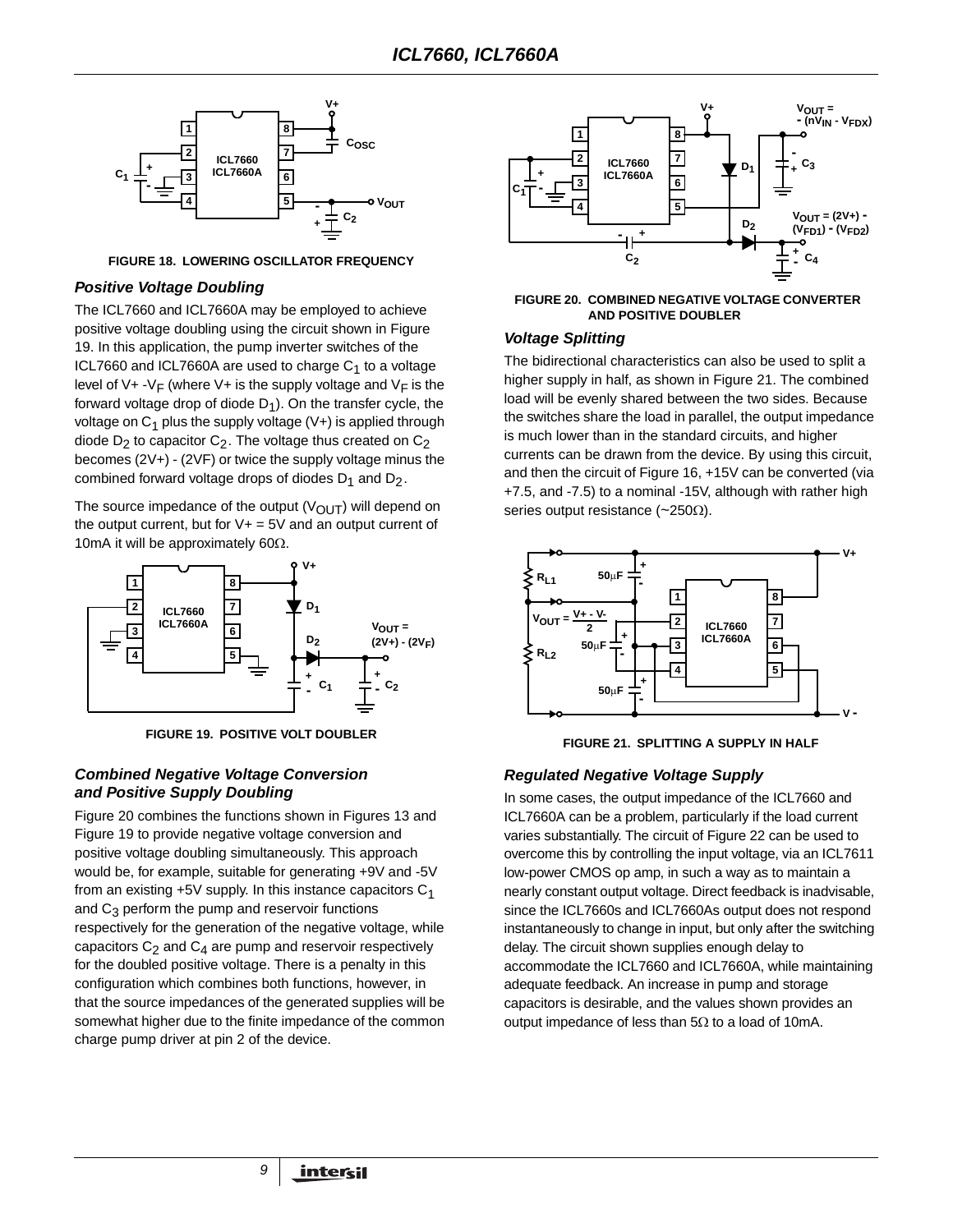FIGURE 18. LOWERING OSCILLATOR FREQUENCY

### Positive Voltage Doubling

The ICL7660 and ICL7660A may be employed to achieve positive voltage doubling using the circuit shown in Figure 19. In this application, the pump inverter switches of the ICL7660 and ICL7660A are used to charge $C_1$ to a voltage level of $V+ - V_F$ (where V+ is the supply voltage and $V_F$ is the forward voltage drop of diode $D_1$). On the transfer cycle, the voltage on $C_1$ plus the supply voltage (V+) is applied through diode $D_2$ to capacitor $C_2$. The voltage thus created on $C_2$ becomes (2V+) - (2VF) or twice the supply voltage minus the combined forward voltage drops of diodes $D_1$ and $D_2$.

The source impedance of the output ($V_{OUT}$) will depend on the output current, but for V+ = 5V and an output current of 10mA it will be approximately 60Ω.

FIGURE 19. POSITIVE VOLT DOUBLER

### Combined Negative Voltage Conversion and Positive Supply Doubling

Figure 20 combines the functions shown in Figures 13 and Figure 19 to provide negative voltage conversion and positive voltage doubling simultaneously. This approach would be, for example, suitable for generating +9V and -5V from an existing +5V supply. In this instance capacitors $C_1$ and $C_3$ perform the pump and reservoir functions respectively for the generation of the negative voltage, while capacitors $C_2$ and $C_4$ are pump and reservoir respectively for the doubled positive voltage. There is a penalty in this configuration which combines both functions, however, in that the source impedances of the generated supplies will be somewhat higher due to the finite impedance of the common charge pump driver at pin 2 of the device.

FIGURE 20. COMBINED NEGATIVE VOLTAGE CONVERTER AND POSITIVE DOUBLER

### Voltage Splitting

The bidirectional characteristics can also be used to split a higher supply in half, as shown in Figure 21. The combined load will be evenly shared between the two sides. Because the switches share the load in parallel, the output impedance is much lower than in the standard circuits, and higher currents can be drawn from the device. By using this circuit, and then the circuit of Figure 16, +15V can be converted (via +7.5, and -7.5) to a nominal -15V, although with rather high series output resistance (~250Ω).

FIGURE 21. SPLITTING A SUPPLY IN HALF

### Regulated Negative Voltage Supply

In some cases, the output impedance of the ICL7660 and ICL7660A can be a problem, particularly if the load current varies substantially. The circuit of Figure 22 can be used to overcome this by controlling the input voltage, via an ICL7611 low-power CMOS op amp, in such a way as to maintain a nearly constant output voltage. Direct feedback is inadvisable, since the ICL7660s and ICL7660As output does not respond instantaneously to change in input, but only after the switching delay. The circuit shown supplies enough delay to accommodate the ICL7660 and ICL7660A, while maintaining adequate feedback. An increase in pump and storage capacitors is desirable, and the values shown provides an output impedance of less than 5Ω to a load of 10mA.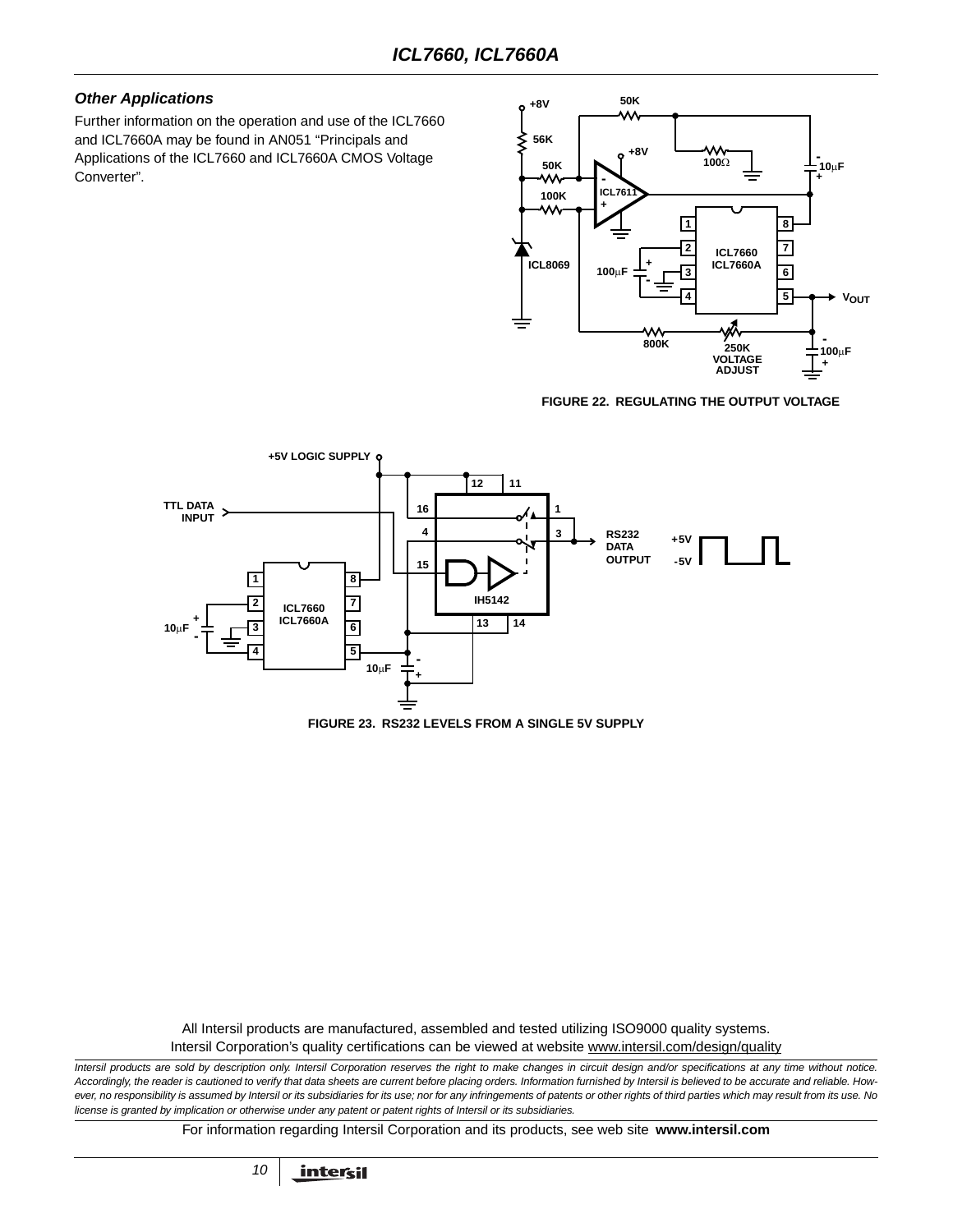### *Other Applications*

Further information on the operation and use of the ICL7660 and ICL7660A may be found in AN051 “Principals and Applications of the ICL7660 and ICL7660A CMOS Voltage Converter”.

+8V
50K
56K
+8V
100Ω
10μF
50K
ICL7611
100K
ICL7660
ICL7660A
ICL8069
100μF
$V_{OUT}$
800K
250K
VOLTAGE
ADJUST
100μF

FIGURE 22. REGULATING THE OUTPUT VOLTAGE

+5V LOGIC SUPPLY
TTL DATA
INPUT
IH5142
RS232
DATA
OUTPUT
+5V
-5V
ICL7660
ICL7660A
10μF
10μF

FIGURE 23. RS232 LEVELS FROM A SINGLE 5V SUPPLY

All Intersil products are manufactured, assembled and tested utilizing ISO9000 quality systems.
Intersil Corporation’s quality certifications can be viewed at website www.intersil.com/design/quality

*Intersil products are sold by description only. Intersil Corporation reserves the right to make changes in circuit design and/or specifications at any time without notice. Accordingly, the reader is cautioned to verify that data sheets are current before placing orders. Information furnished by Intersil is believed to be accurate and reliable. However, no responsibility is assumed by Intersil or its subsidiaries for its use; nor for any infringements of patents or other rights of third parties which may result from its use. No license is granted by implication or otherwise under any patent or patent rights of Intersil or its subsidiaries.*

For information regarding Intersil Corporation and its products, see web site **www.intersil.com**